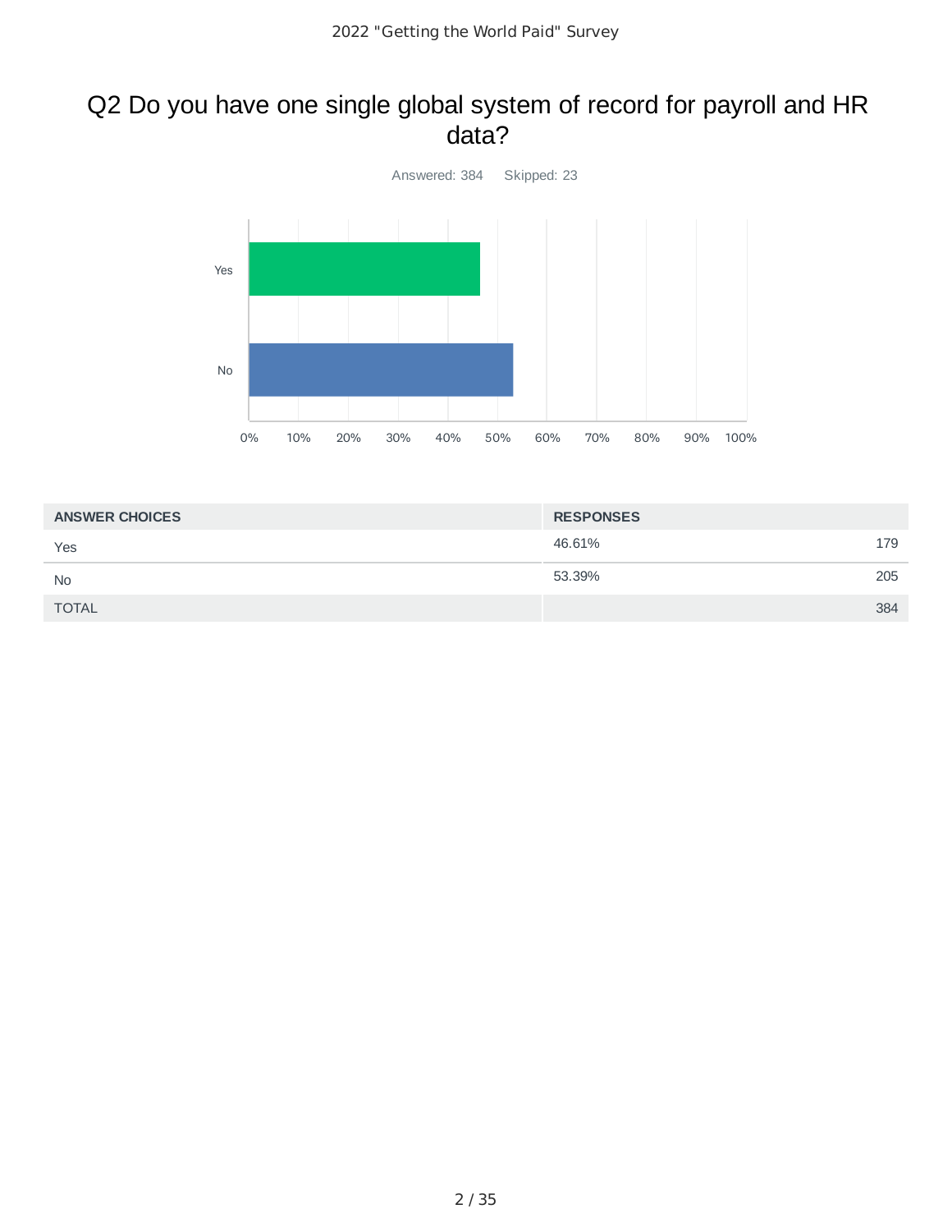# Q2 Do you have one single global system of record for payroll and HR data?

Answered: 384    Skipped: 23

| ANSWER CHOICES | RESPONSES | |
|---|---|---|
| Yes | 46.61% | 179 |
| No | 53.39% | 205 |
| TOTAL | | 384 |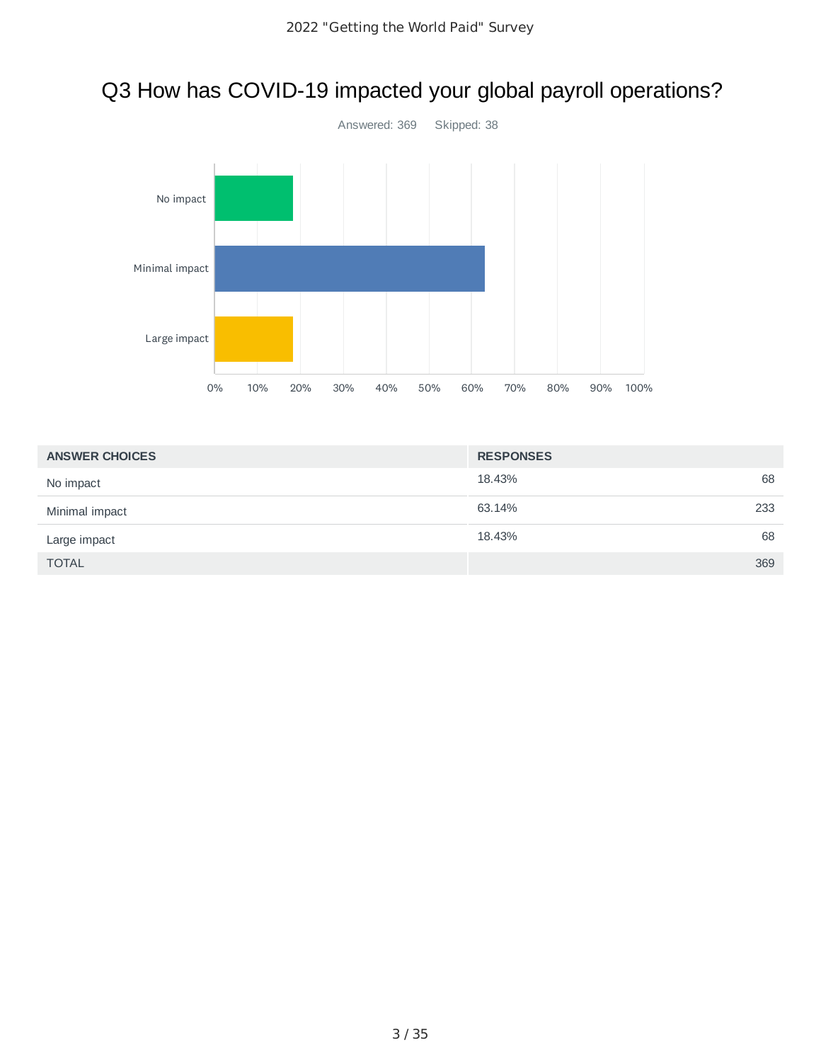# Q3 How has COVID-19 impacted your global payroll operations?

Answered: 369 Skipped: 38

| ANSWER CHOICES | RESPONSES | |
|---|---|---|
| No impact | 18.43% | 68 |
| Minimal impact | 63.14% | 233 |
| Large impact | 18.43% | 68 |
| TOTAL | | 369 |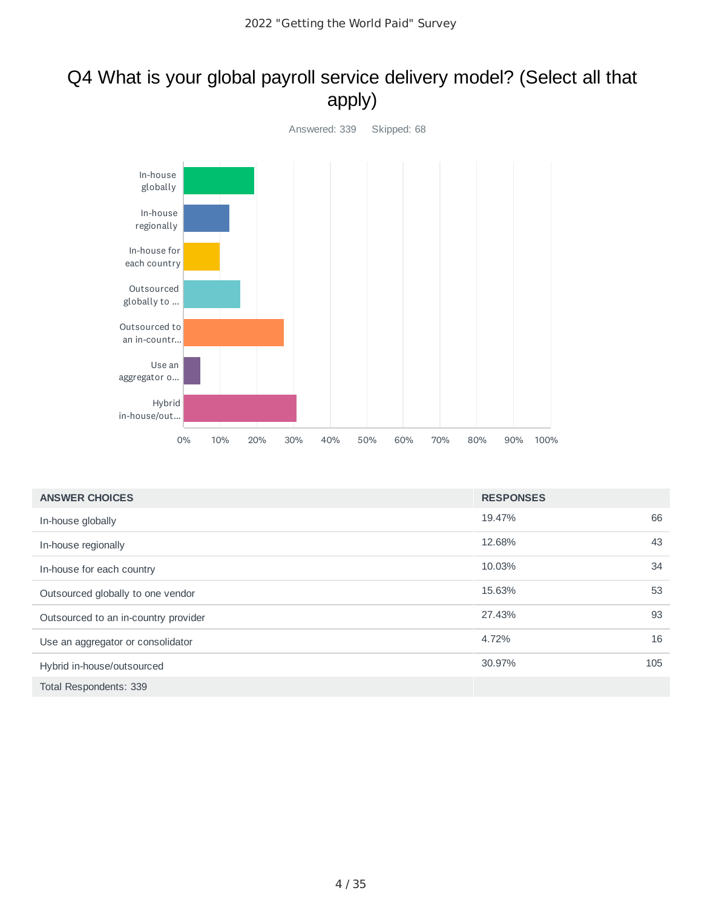# Q4 What is your global payroll service delivery model? (Select all that apply)

Answered: 339    Skipped: 68

| ANSWER CHOICES | RESPONSES | |
|---|---|---|
| In-house globally | 19.47% | 66 |
| In-house regionally | 12.68% | 43 |
| In-house for each country | 10.03% | 34 |
| Outsourced globally to one vendor | 15.63% | 53 |
| Outsourced to an in-country provider | 27.43% | 93 |
| Use an aggregator or consolidator | 4.72% | 16 |
| Hybrid in-house/outsourced | 30.97% | 105 |
| Total Respondents: 339 | | |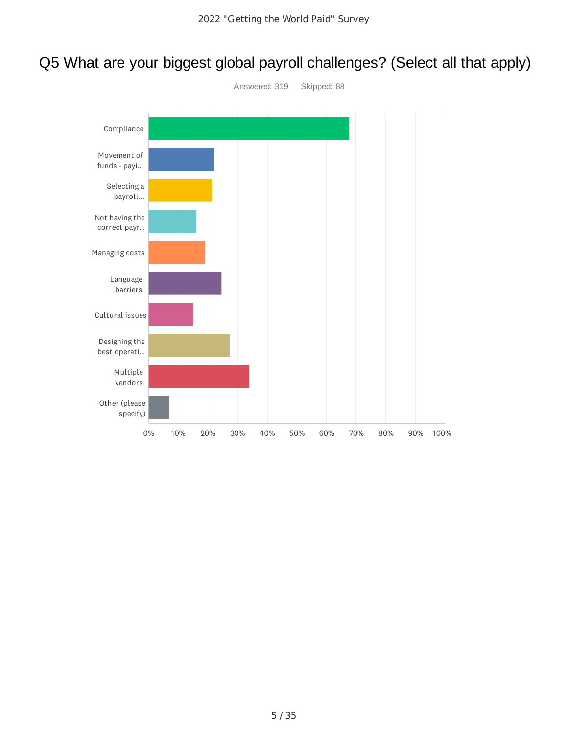# Q5 What are your biggest global payroll challenges? (Select all that apply)

Answered: 319 Skipped: 88

| Answer choice | Approx. response (read from chart) |
| --- | --- |
| Compliance | ~68% |
| Movement of funds - payi... | ~22% |
| Selecting a payroll... | ~21% |
| Not having the correct payr... | ~16% |
| Managing costs | ~19% |
| Language barriers | ~25% |
| Cultural issues | ~15% |
| Designing the best operati... | ~27% |
| Multiple vendors | ~34% |
| Other (please specify) | ~7% |

0% 10% 20% 30% 40% 50% 60% 70% 80% 90% 100%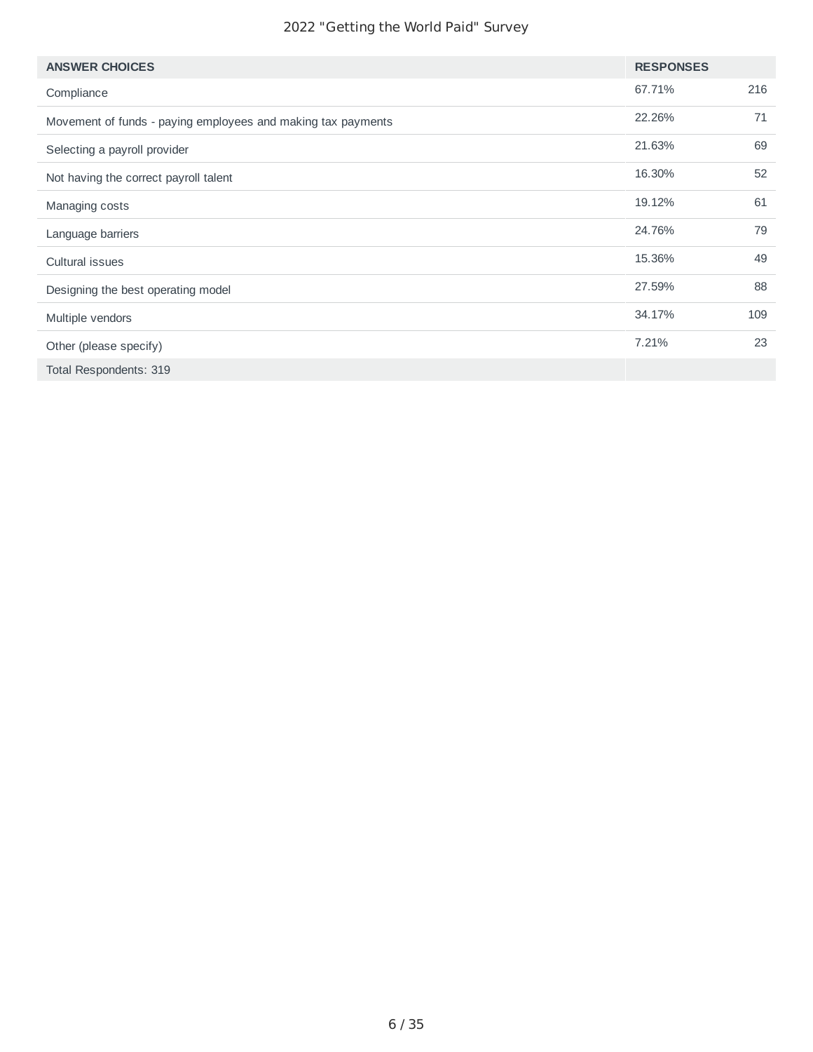| ANSWER CHOICES | RESPONSES | |
| --- | --- | --- |
| Compliance | 67.71% | 216 |
| Movement of funds - paying employees and making tax payments | 22.26% | 71 |
| Selecting a payroll provider | 21.63% | 69 |
| Not having the correct payroll talent | 16.30% | 52 |
| Managing costs | 19.12% | 61 |
| Language barriers | 24.76% | 79 |
| Cultural issues | 15.36% | 49 |
| Designing the best operating model | 27.59% | 88 |
| Multiple vendors | 34.17% | 109 |
| Other (please specify) | 7.21% | 23 |
| Total Respondents: 319 | | |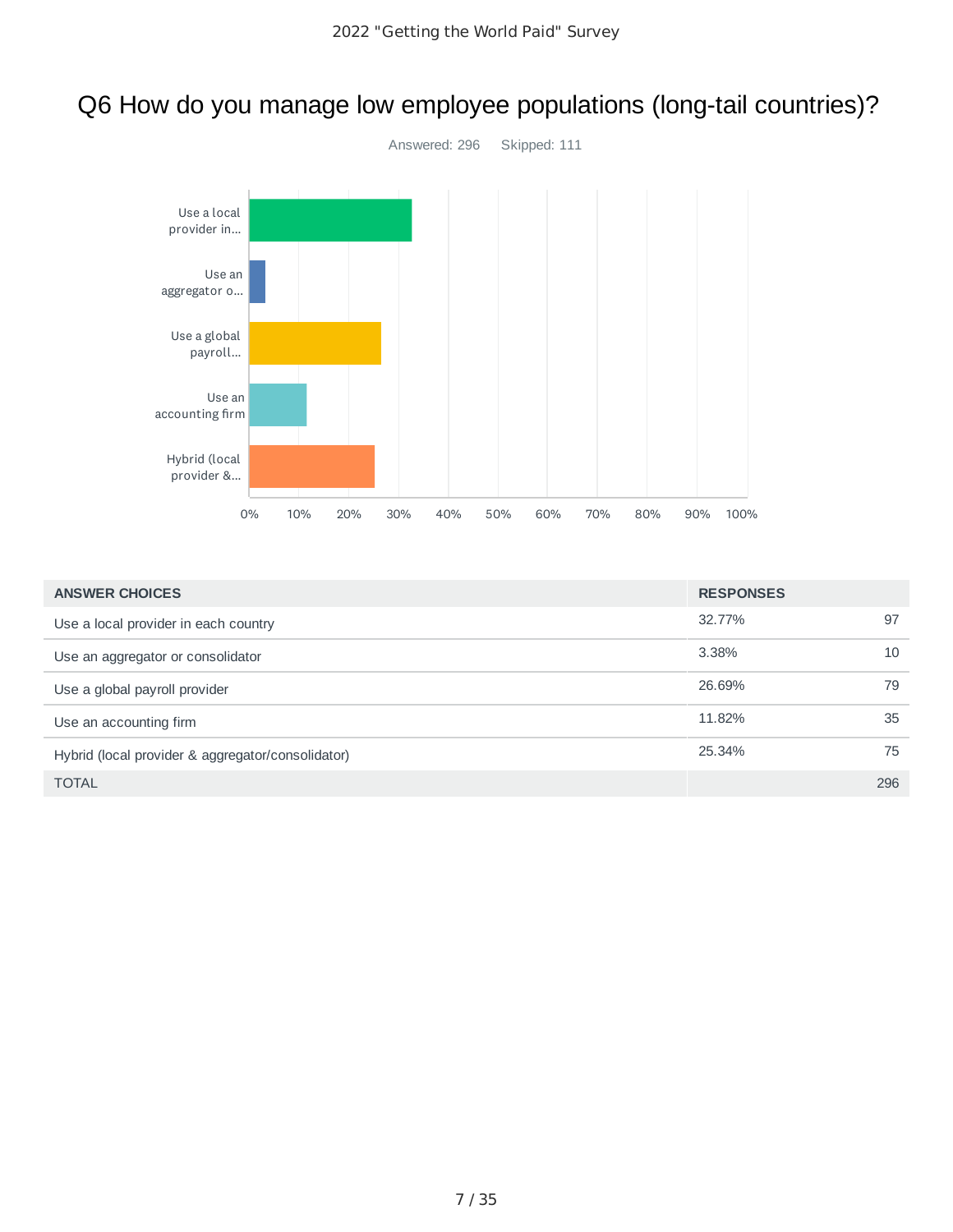# Q6 How do you manage low employee populations (long-tail countries)?

Answered: 296 Skipped: 111

| ANSWER CHOICES | RESPONSES | |
|---|---|---|
| Use a local provider in each country | 32.77% | 97 |
| Use an aggregator or consolidator | 3.38% | 10 |
| Use a global payroll provider | 26.69% | 79 |
| Use an accounting firm | 11.82% | 35 |
| Hybrid (local provider & aggregator/consolidator) | 25.34% | 75 |
| TOTAL | | 296 |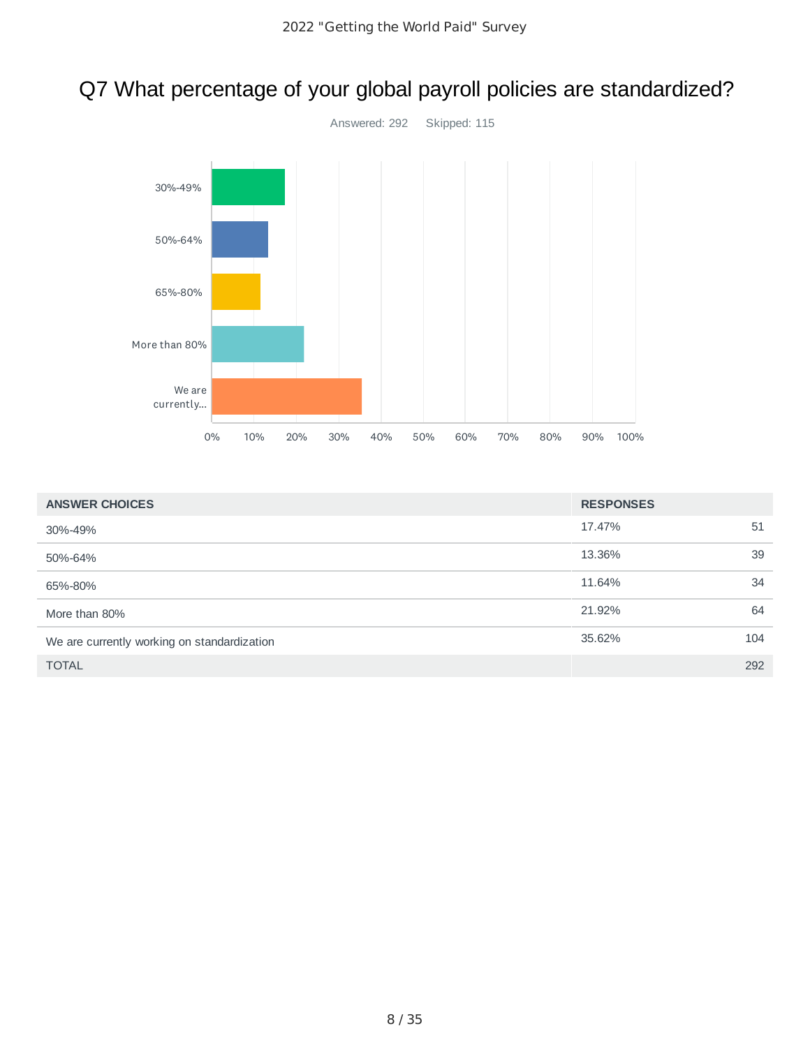# Q7 What percentage of your global payroll policies are standardized?

Answered: 292 Skipped: 115

| ANSWER CHOICES | RESPONSES | |
|---|---|---|
| 30%-49% | 17.47% | 51 |
| 50%-64% | 13.36% | 39 |
| 65%-80% | 11.64% | 34 |
| More than 80% | 21.92% | 64 |
| We are currently working on standardization | 35.62% | 104 |
| TOTAL | | 292 |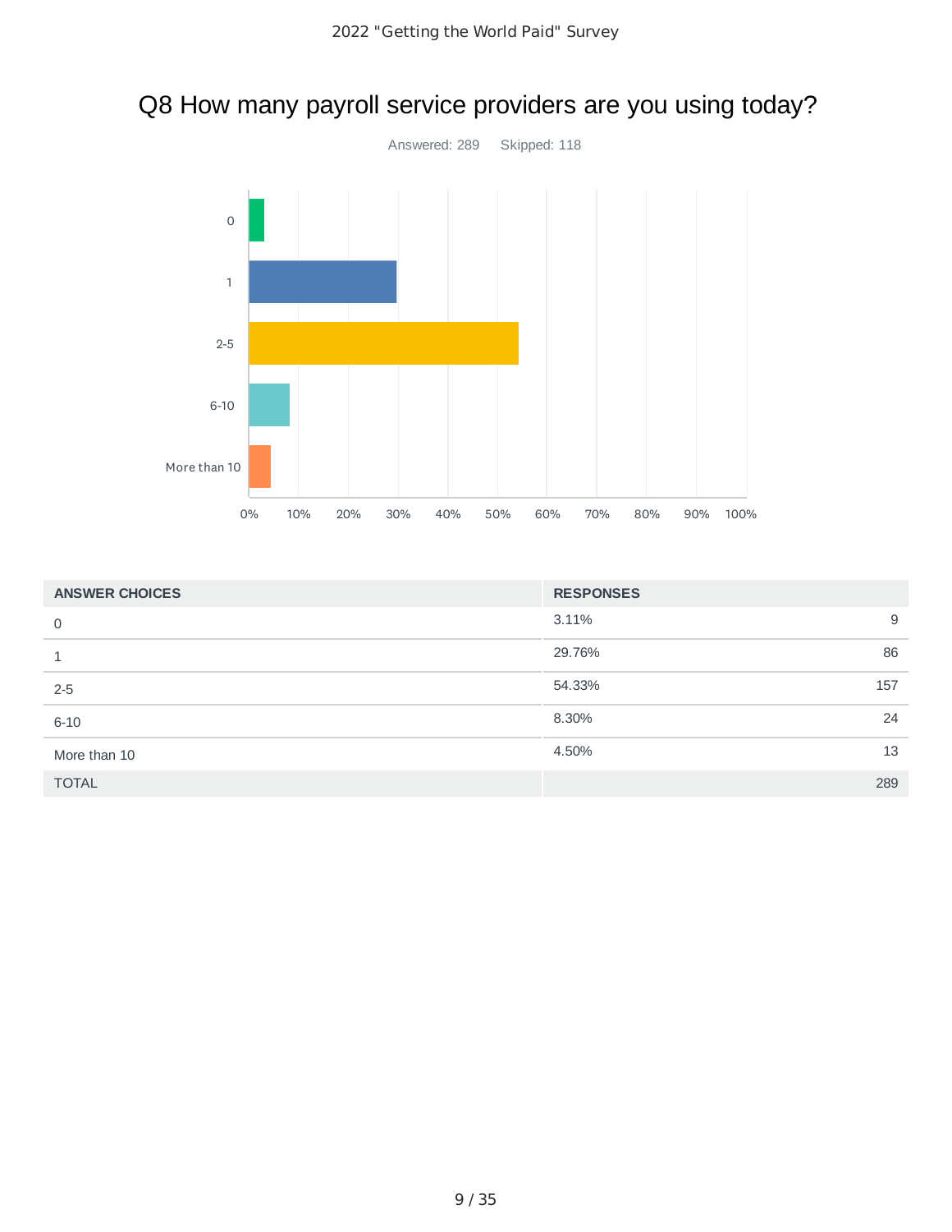# Q8 How many payroll service providers are you using today?

Answered: 289 Skipped: 118

| ANSWER CHOICES | RESPONSES | |
|---|---|---|
| 0 | 3.11% | 9 |
| 1 | 29.76% | 86 |
| 2-5 | 54.33% | 157 |
| 6-10 | 8.30% | 24 |
| More than 10 | 4.50% | 13 |
| TOTAL | | 289 |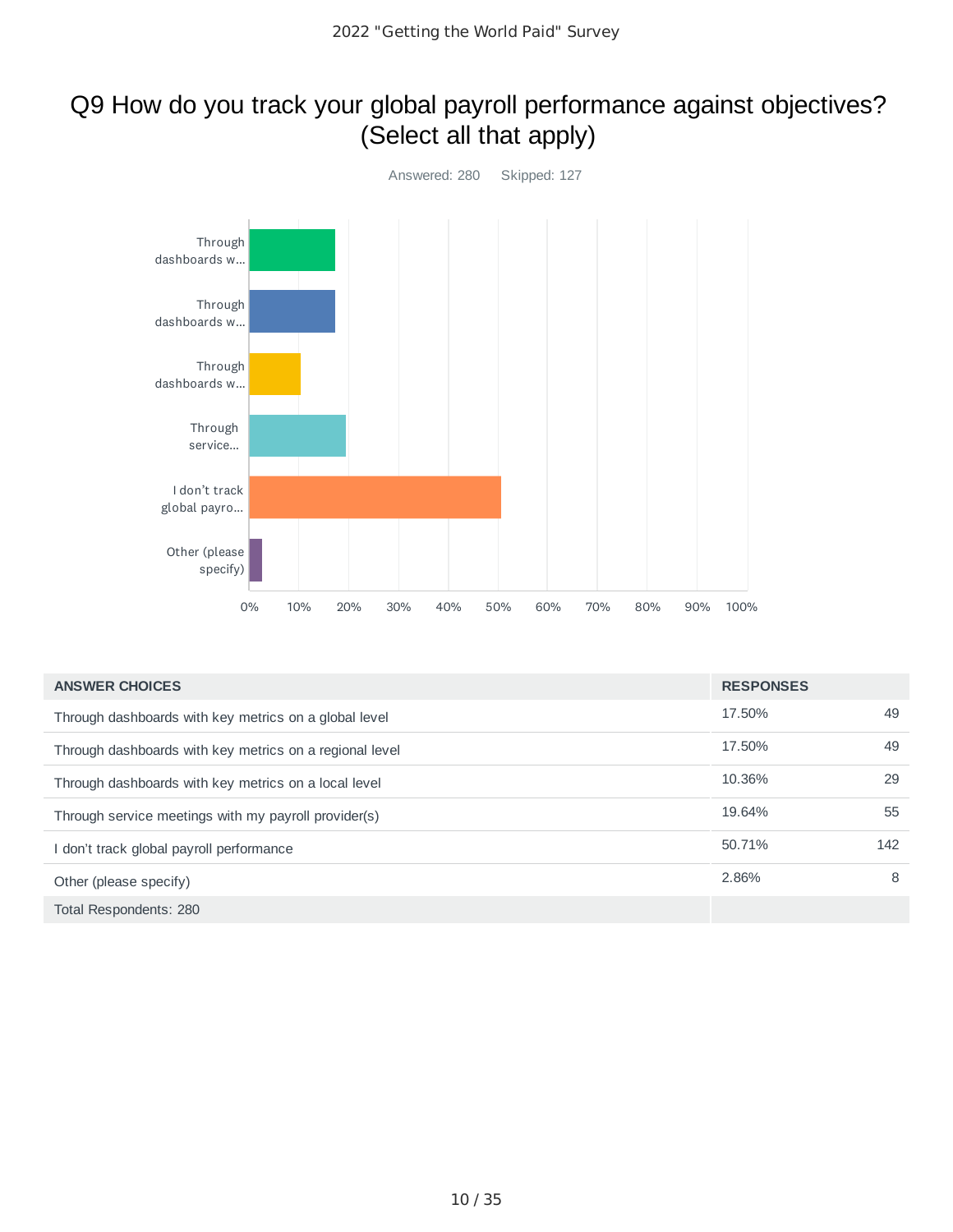# Q9 How do you track your global payroll performance against objectives? (Select all that apply)

Answered: 280 Skipped: 127

| ANSWER CHOICES | RESPONSES | |
|---|---|---|
| Through dashboards with key metrics on a global level | 17.50% | 49 |
| Through dashboards with key metrics on a regional level | 17.50% | 49 |
| Through dashboards with key metrics on a local level | 10.36% | 29 |
| Through service meetings with my payroll provider(s) | 19.64% | 55 |
| I don't track global payroll performance | 50.71% | 142 |
| Other (please specify) | 2.86% | 8 |
| Total Respondents: 280 | | |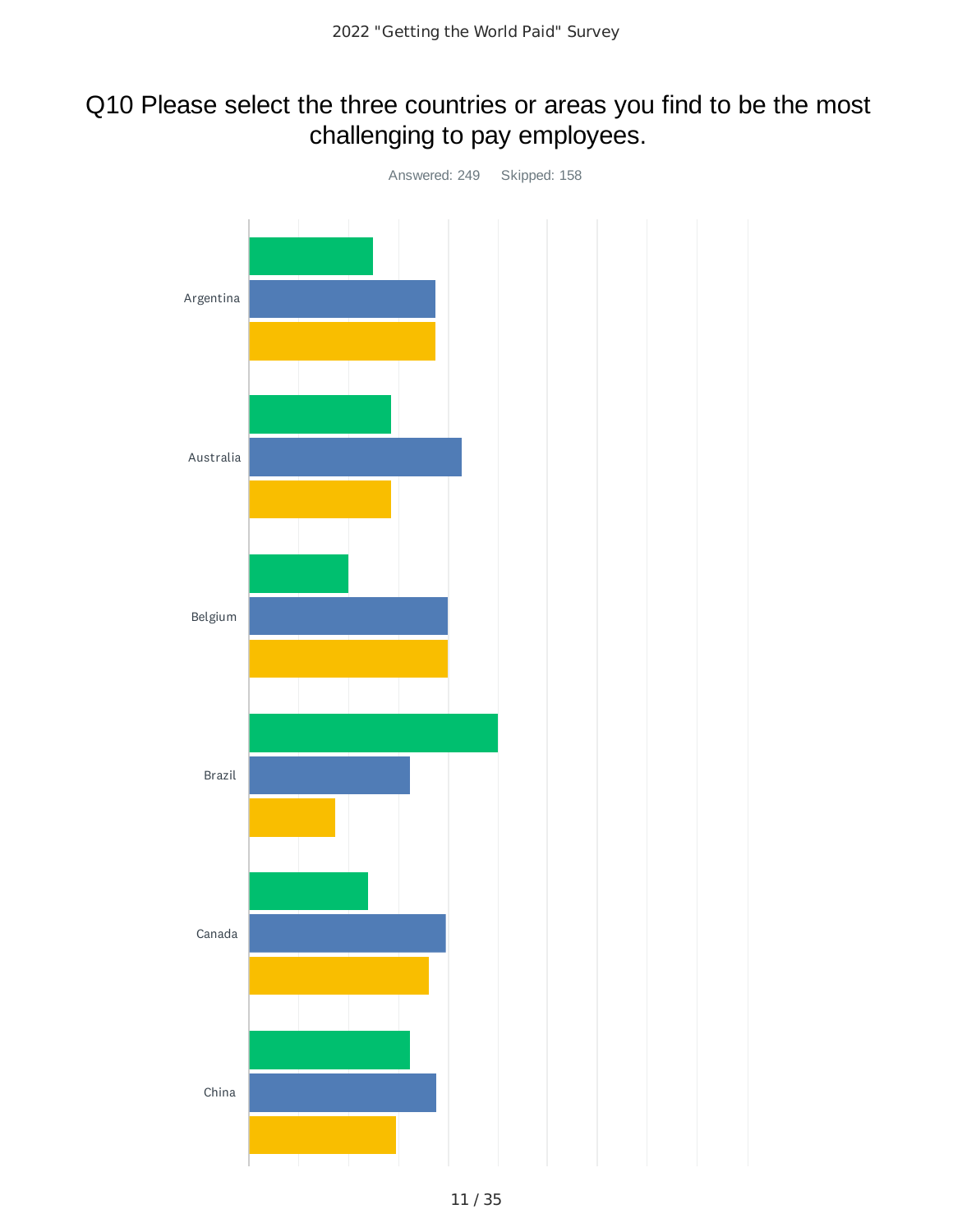# Q10 Please select the three countries or areas you find to be the most challenging to pay employees.

Answered: 249 Skipped: 158

Argentina

Australia

Belgium

Brazil

Canada

China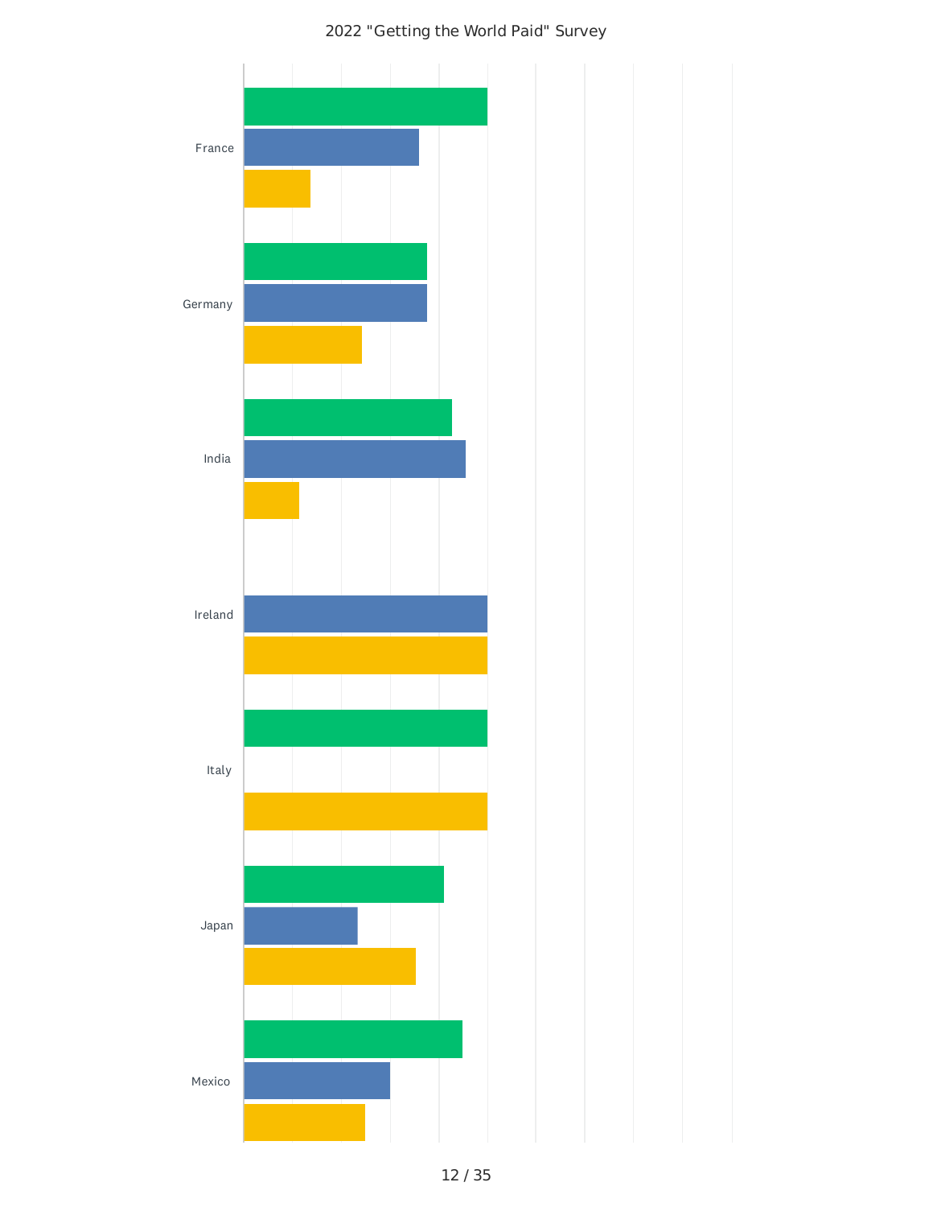2022 "Getting the World Paid" Survey

France

Germany

India

Ireland

Italy

Japan

Mexico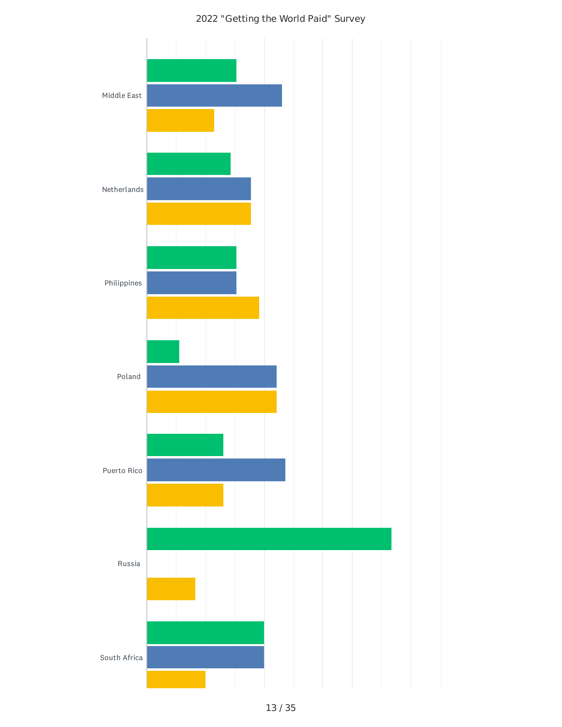2022 "Getting the World Paid" Survey

Middle East

Netherlands

Philippines

Poland

Puerto Rico

Russia

South Africa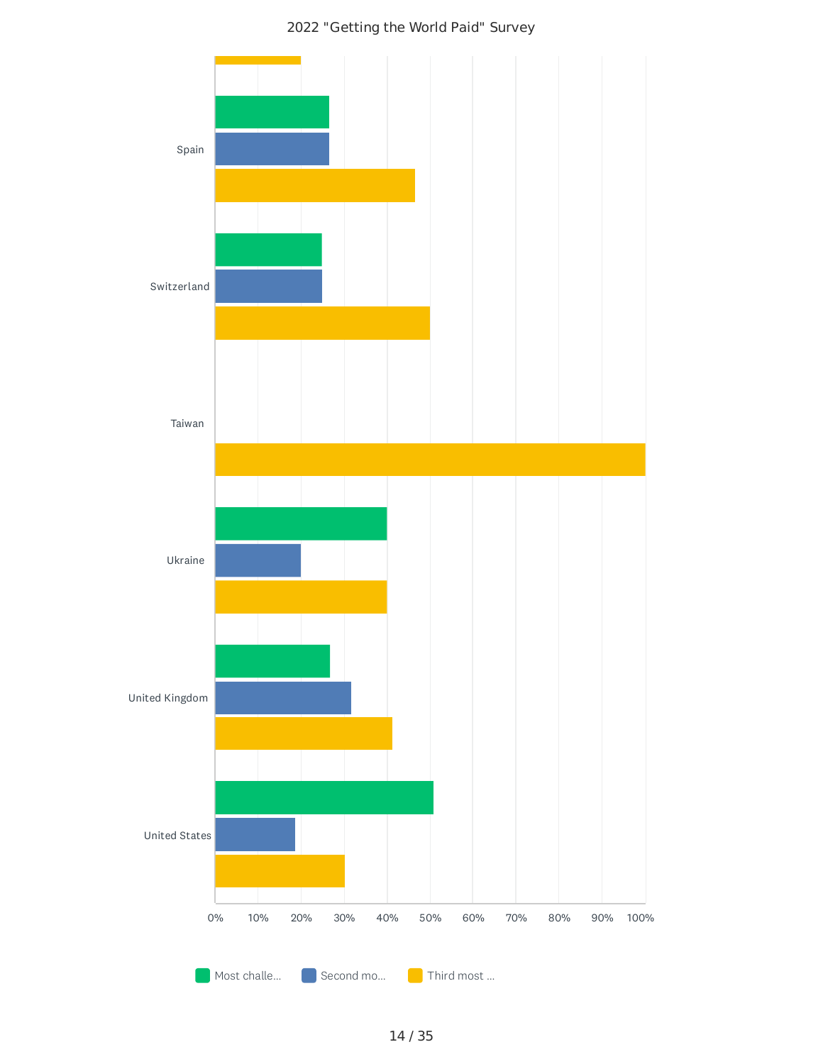2022 "Getting the World Paid" Survey

| Country | Most challe... | Second mo... | Third most ... |
|---|---|---|---|
| Spain | | | |
| Switzerland | | | |
| Taiwan | | | |
| Ukraine | | | |
| United Kingdom | | | |
| United States | | | |

0% 10% 20% 30% 40% 50% 60% 70% 80% 90% 100%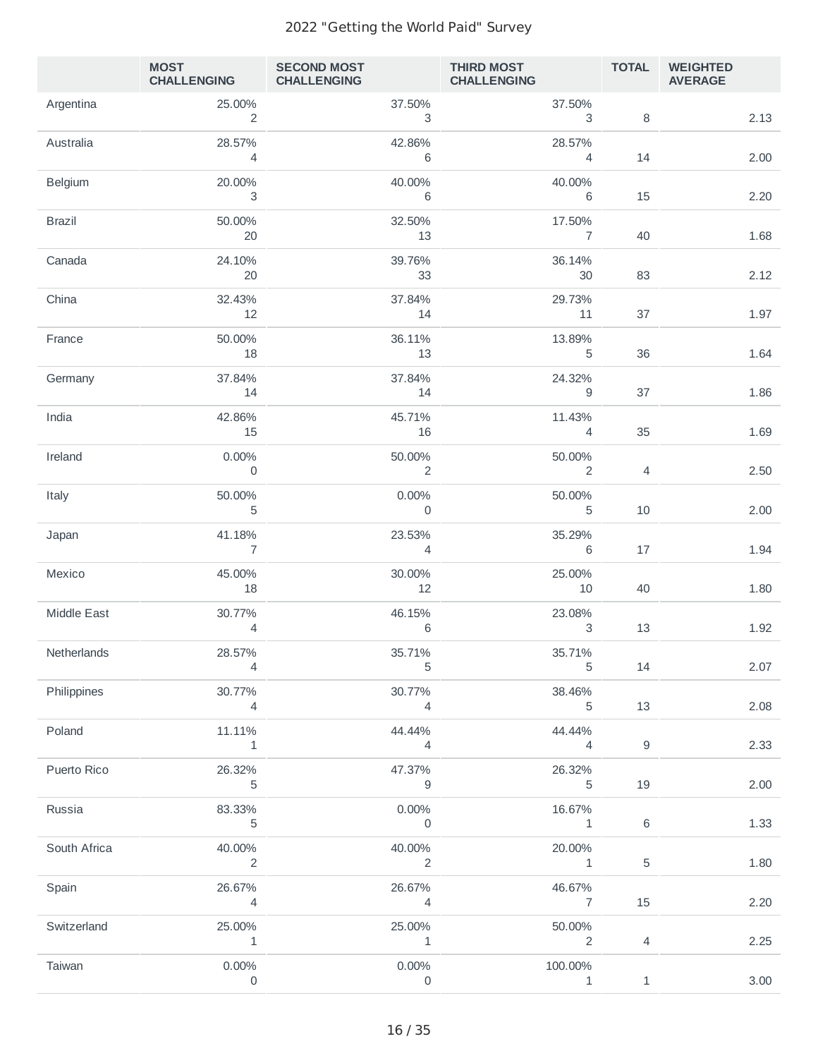| | MOST CHALLENGING | SECOND MOST CHALLENGING | THIRD MOST CHALLENGING | TOTAL | WEIGHTED AVERAGE |
|---|---|---|---|---|---|
| Argentina | 25.00% 2 | 37.50% 3 | 37.50% 3 | 8 | 2.13 |
| Australia | 28.57% 4 | 42.86% 6 | 28.57% 4 | 14 | 2.00 |
| Belgium | 20.00% 3 | 40.00% 6 | 40.00% 6 | 15 | 2.20 |
| Brazil | 50.00% 20 | 32.50% 13 | 17.50% 7 | 40 | 1.68 |
| Canada | 24.10% 20 | 39.76% 33 | 36.14% 30 | 83 | 2.12 |
| China | 32.43% 12 | 37.84% 14 | 29.73% 11 | 37 | 1.97 |
| France | 50.00% 18 | 36.11% 13 | 13.89% 5 | 36 | 1.64 |
| Germany | 37.84% 14 | 37.84% 14 | 24.32% 9 | 37 | 1.86 |
| India | 42.86% 15 | 45.71% 16 | 11.43% 4 | 35 | 1.69 |
| Ireland | 0.00% 0 | 50.00% 2 | 50.00% 2 | 4 | 2.50 |
| Italy | 50.00% 5 | 0.00% 0 | 50.00% 5 | 10 | 2.00 |
| Japan | 41.18% 7 | 23.53% 4 | 35.29% 6 | 17 | 1.94 |
| Mexico | 45.00% 18 | 30.00% 12 | 25.00% 10 | 40 | 1.80 |
| Middle East | 30.77% 4 | 46.15% 6 | 23.08% 3 | 13 | 1.92 |
| Netherlands | 28.57% 4 | 35.71% 5 | 35.71% 5 | 14 | 2.07 |
| Philippines | 30.77% 4 | 30.77% 4 | 38.46% 5 | 13 | 2.08 |
| Poland | 11.11% 1 | 44.44% 4 | 44.44% 4 | 9 | 2.33 |
| Puerto Rico | 26.32% 5 | 47.37% 9 | 26.32% 5 | 19 | 2.00 |
| Russia | 83.33% 5 | 0.00% 0 | 16.67% 1 | 6 | 1.33 |
| South Africa | 40.00% 2 | 40.00% 2 | 20.00% 1 | 5 | 1.80 |
| Spain | 26.67% 4 | 26.67% 4 | 46.67% 7 | 15 | 2.20 |
| Switzerland | 25.00% 1 | 25.00% 1 | 50.00% 2 | 4 | 2.25 |
| Taiwan | 0.00% 0 | 0.00% 0 | 100.00% 1 | 1 | 3.00 |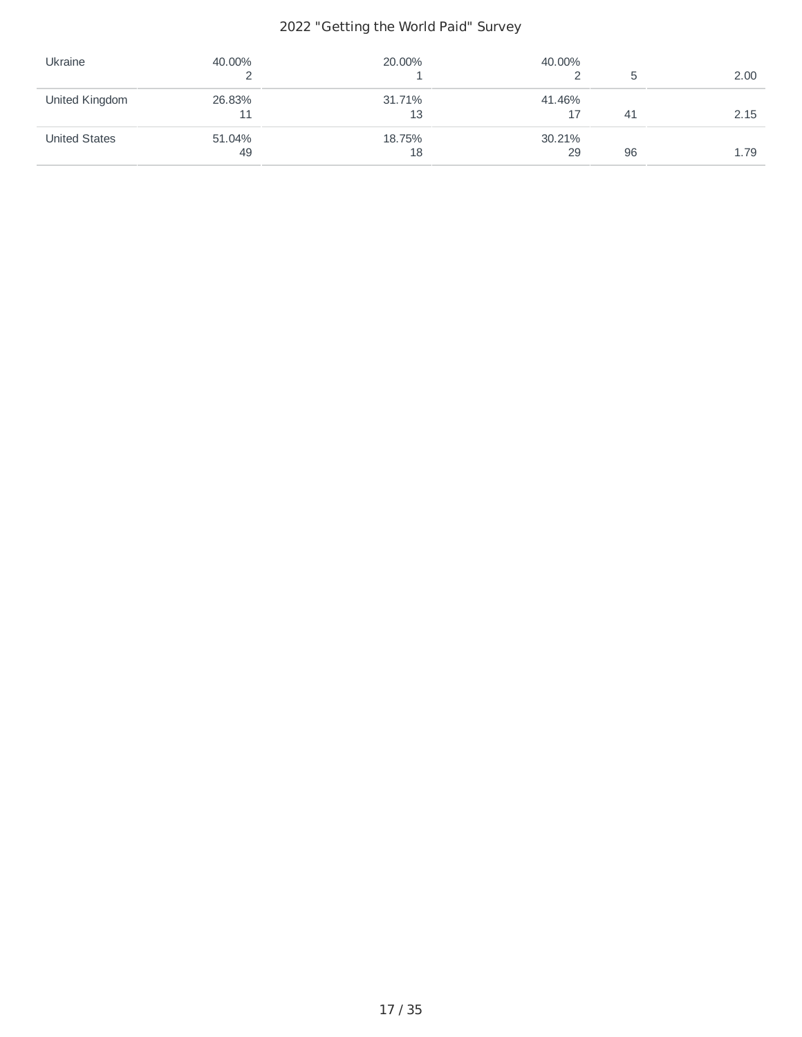| | | | | | |
|---|---|---|---|---|---|
| Ukraine | 40.00%<br>2 | 20.00%<br>1 | 40.00%<br>2 | 5 | 2.00 |
| United Kingdom | 26.83%<br>11 | 31.71%<br>13 | 41.46%<br>17 | 41 | 2.15 |
| United States | 51.04%<br>49 | 18.75%<br>18 | 30.21%<br>29 | 96 | 1.79 |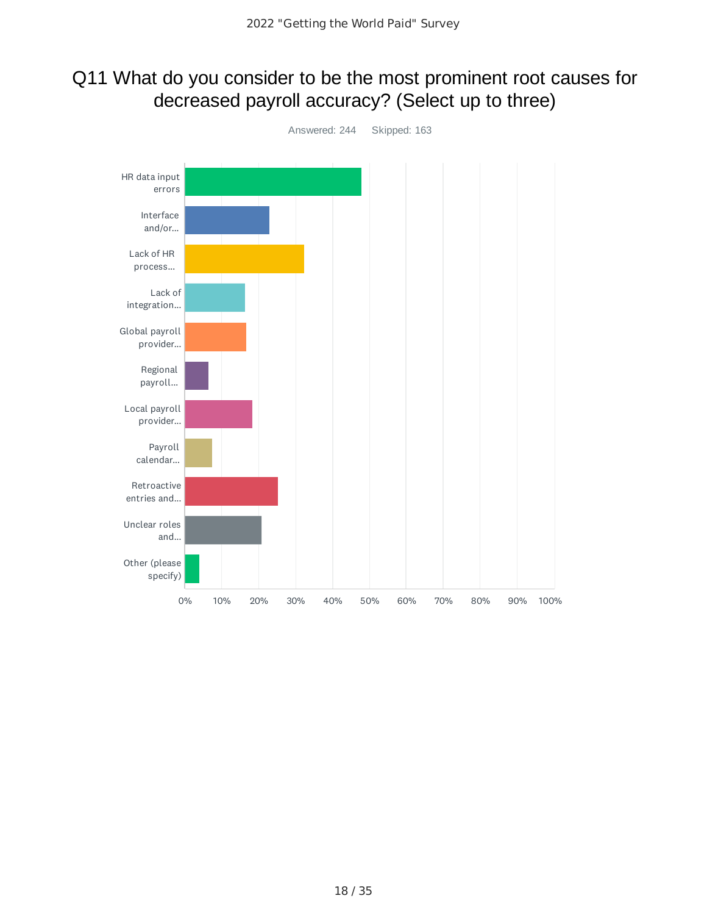# Q11 What do you consider to be the most prominent root causes for decreased payroll accuracy? (Select up to three)

Answered: 244 Skipped: 163

HR data input errors

Interface and/or...

Lack of HR process...

Lack of integration...

Global payroll provider...

Regional payroll...

Local payroll provider...

Payroll calendar...

Retroactive entries and...

Unclear roles and...

Other (please specify)

0% 10% 20% 30% 40% 50% 60% 70% 80% 90% 100%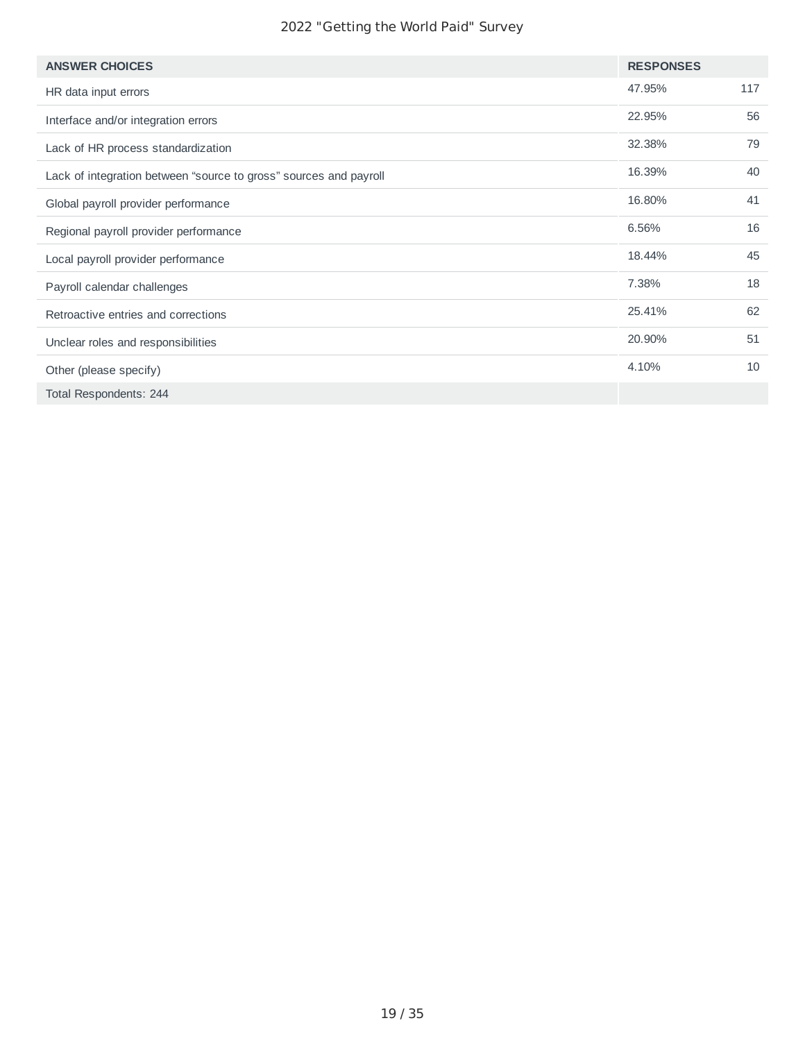| ANSWER CHOICES | RESPONSES | |
|---|---|---|
| HR data input errors | 47.95% | 117 |
| Interface and/or integration errors | 22.95% | 56 |
| Lack of HR process standardization | 32.38% | 79 |
| Lack of integration between “source to gross” sources and payroll | 16.39% | 40 |
| Global payroll provider performance | 16.80% | 41 |
| Regional payroll provider performance | 6.56% | 16 |
| Local payroll provider performance | 18.44% | 45 |
| Payroll calendar challenges | 7.38% | 18 |
| Retroactive entries and corrections | 25.41% | 62 |
| Unclear roles and responsibilities | 20.90% | 51 |
| Other (please specify) | 4.10% | 10 |
| Total Respondents: 244 | | |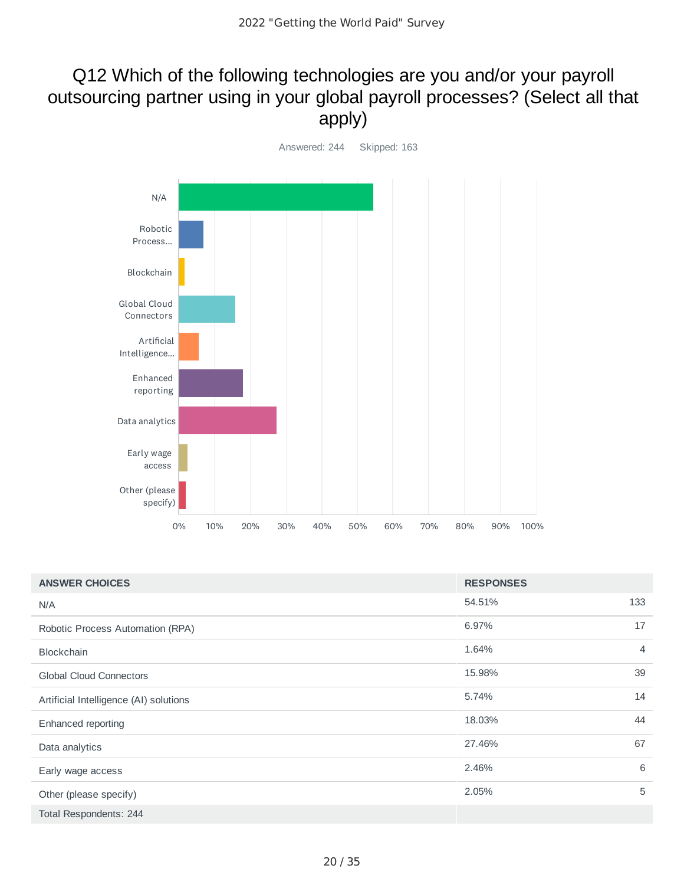# Q12 Which of the following technologies are you and/or your payroll outsourcing partner using in your global payroll processes? (Select all that apply)

Answered: 244 Skipped: 163

| ANSWER CHOICES | RESPONSES | |
|---|---|---|
| N/A | 54.51% | 133 |
| Robotic Process Automation (RPA) | 6.97% | 17 |
| Blockchain | 1.64% | 4 |
| Global Cloud Connectors | 15.98% | 39 |
| Artificial Intelligence (AI) solutions | 5.74% | 14 |
| Enhanced reporting | 18.03% | 44 |
| Data analytics | 27.46% | 67 |
| Early wage access | 2.46% | 6 |
| Other (please specify) | 2.05% | 5 |
| Total Respondents: 244 | | |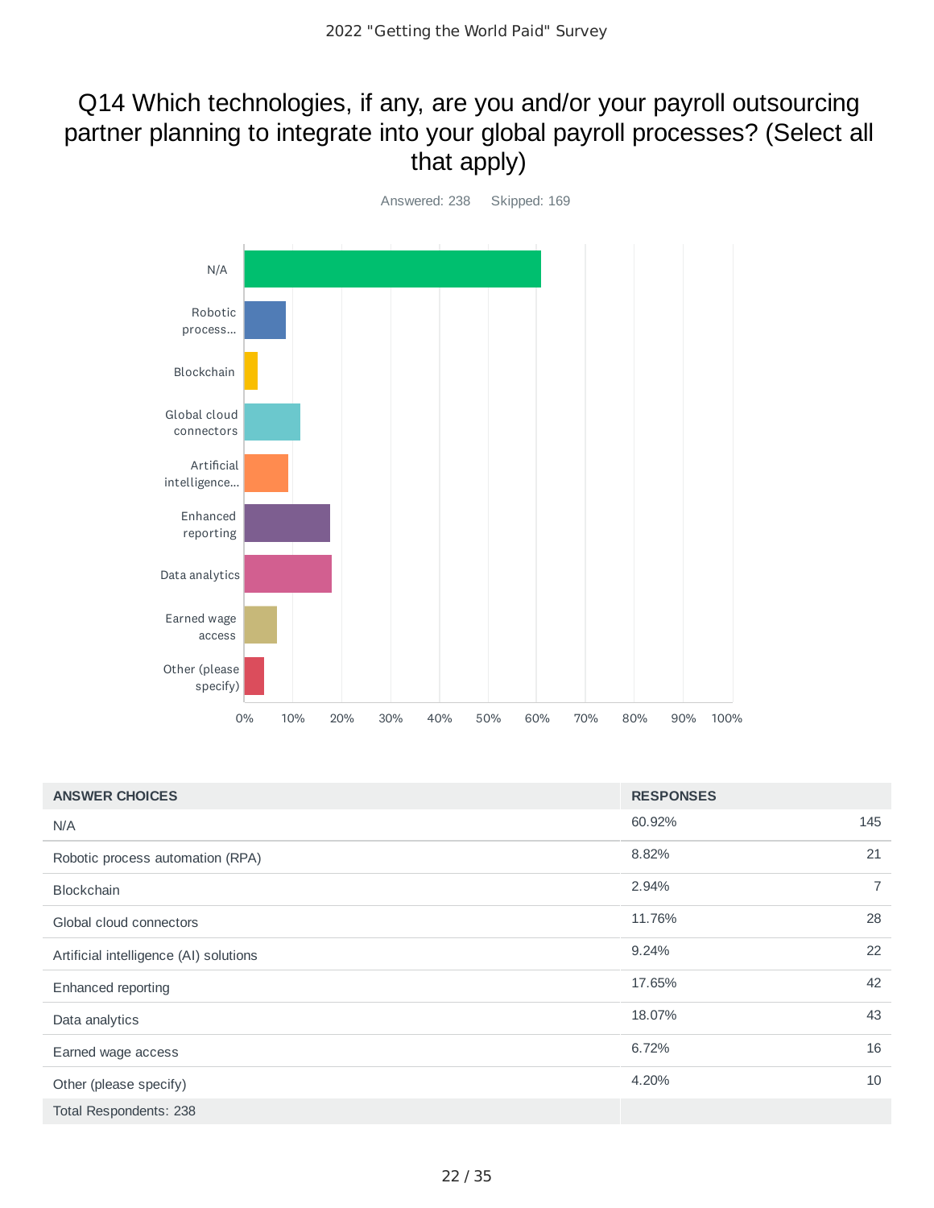# Q14 Which technologies, if any, are you and/or your payroll outsourcing partner planning to integrate into your global payroll processes? (Select all that apply)

Answered: 238 Skipped: 169

| ANSWER CHOICES | RESPONSES | |
|---|---|---|
| N/A | 60.92% | 145 |
| Robotic process automation (RPA) | 8.82% | 21 |
| Blockchain | 2.94% | 7 |
| Global cloud connectors | 11.76% | 28 |
| Artificial intelligence (AI) solutions | 9.24% | 22 |
| Enhanced reporting | 17.65% | 42 |
| Data analytics | 18.07% | 43 |
| Earned wage access | 6.72% | 16 |
| Other (please specify) | 4.20% | 10 |
| Total Respondents: 238 | | |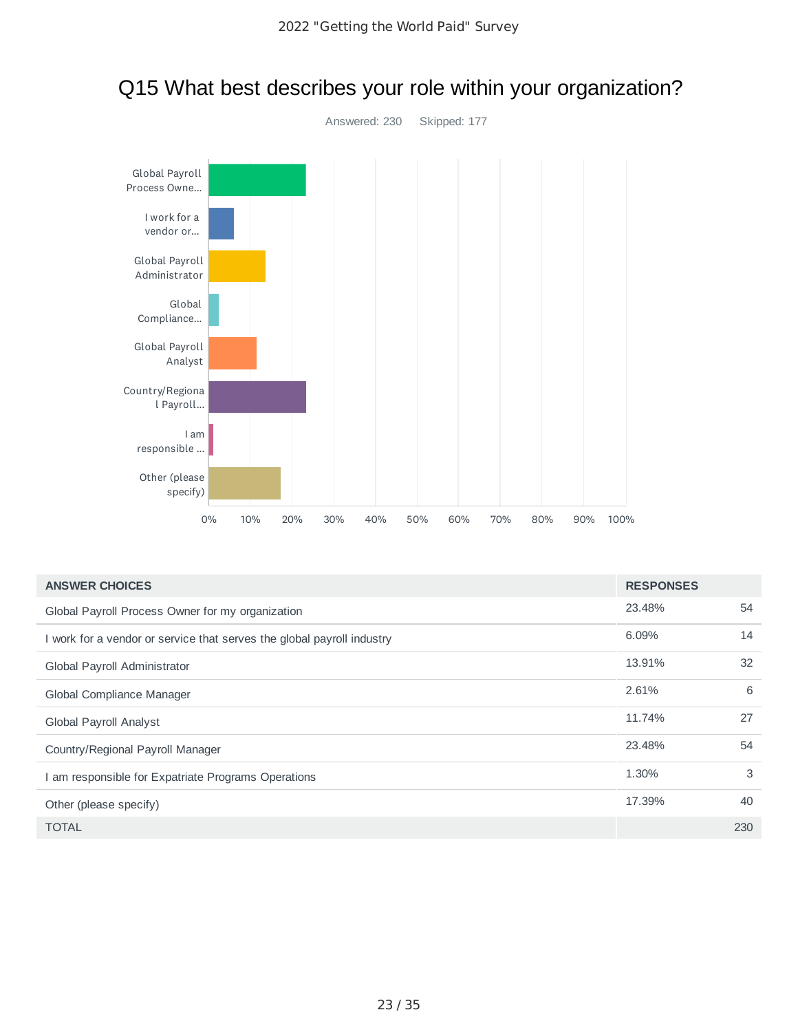# Q15 What best describes your role within your organization?

Answered: 230  Skipped: 177

| ANSWER CHOICES | RESPONSES | |
|---|---|---|
| Global Payroll Process Owner for my organization | 23.48% | 54 |
| I work for a vendor or service that serves the global payroll industry | 6.09% | 14 |
| Global Payroll Administrator | 13.91% | 32 |
| Global Compliance Manager | 2.61% | 6 |
| Global Payroll Analyst | 11.74% | 27 |
| Country/Regional Payroll Manager | 23.48% | 54 |
| I am responsible for Expatriate Programs Operations | 1.30% | 3 |
| Other (please specify) | 17.39% | 40 |
| TOTAL | | 230 |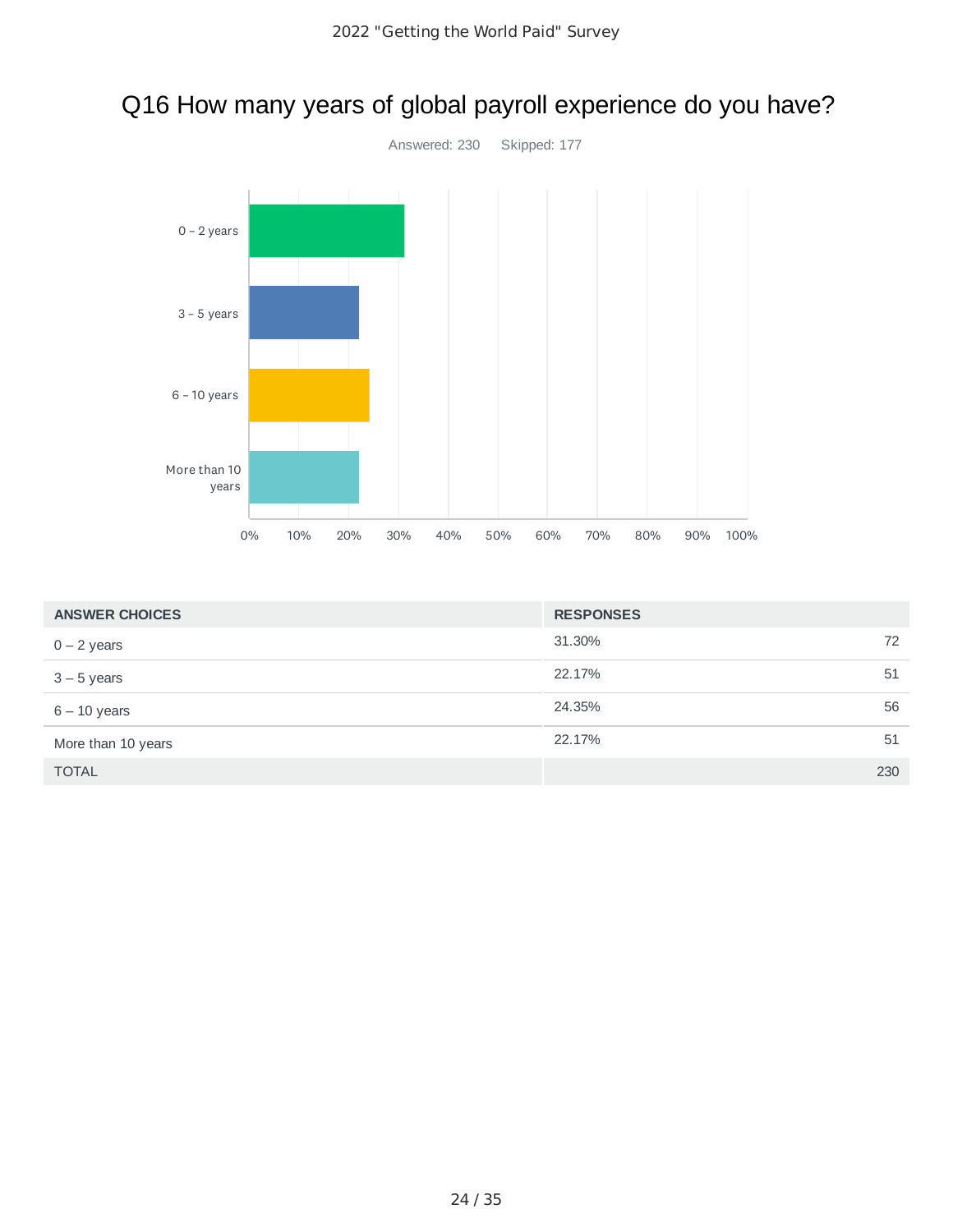# Q16 How many years of global payroll experience do you have?

Answered: 230 Skipped: 177

| ANSWER CHOICES | RESPONSES | |
|---|---|---|
| 0 – 2 years | 31.30% | 72 |
| 3 – 5 years | 22.17% | 51 |
| 6 – 10 years | 24.35% | 56 |
| More than 10 years | 22.17% | 51 |
| TOTAL | | 230 |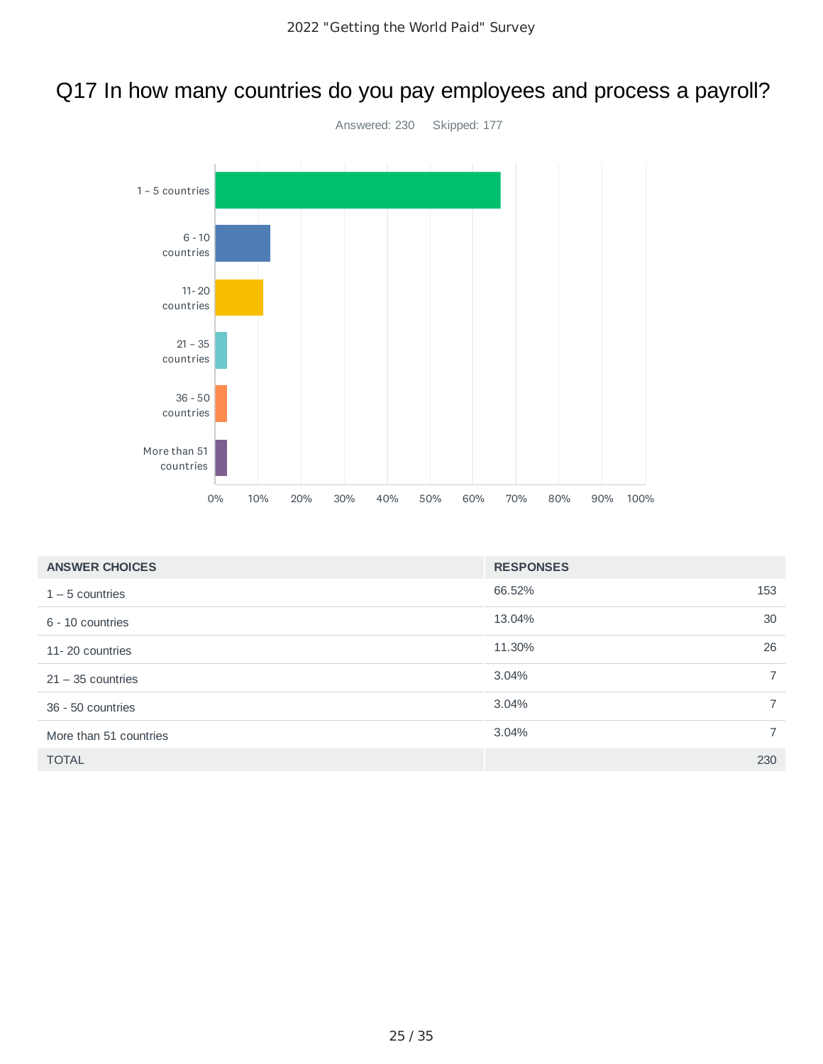# Q17 In how many countries do you pay employees and process a payroll?

Answered: 230    Skipped: 177

| ANSWER CHOICES | RESPONSES | |
|---|---|---|
| 1 – 5 countries | 66.52% | 153 |
| 6 - 10 countries | 13.04% | 30 |
| 11- 20 countries | 11.30% | 26 |
| 21 – 35 countries | 3.04% | 7 |
| 36 - 50 countries | 3.04% | 7 |
| More than 51 countries | 3.04% | 7 |
| TOTAL | | 230 |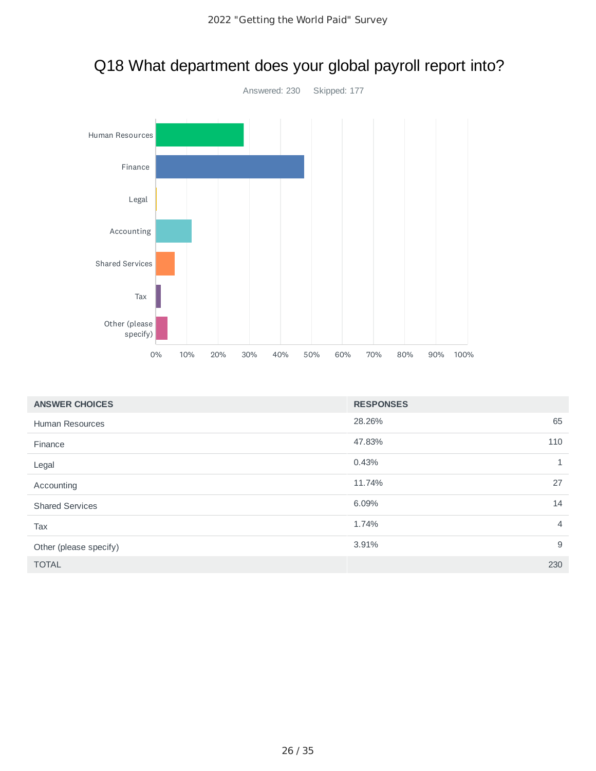# Q18 What department does your global payroll report into?

Answered: 230 Skipped: 177

| ANSWER CHOICES | RESPONSES | |
|---|---|---|
| Human Resources | 28.26% | 65 |
| Finance | 47.83% | 110 |
| Legal | 0.43% | 1 |
| Accounting | 11.74% | 27 |
| Shared Services | 6.09% | 14 |
| Tax | 1.74% | 4 |
| Other (please specify) | 3.91% | 9 |
| TOTAL | | 230 |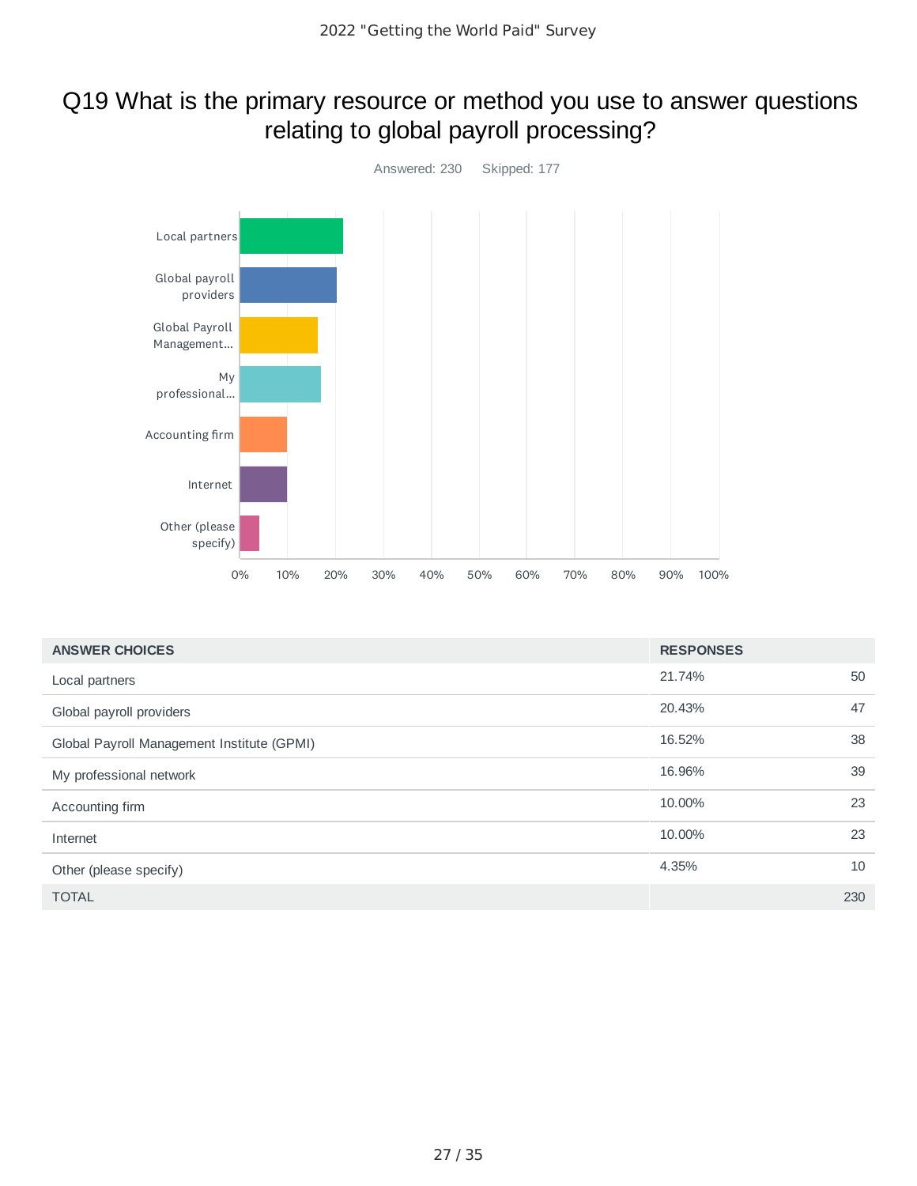# Q19 What is the primary resource or method you use to answer questions relating to global payroll processing?

Answered: 230 Skipped: 177

| ANSWER CHOICES | RESPONSES | |
|---|---|---|
| Local partners | 21.74% | 50 |
| Global payroll providers | 20.43% | 47 |
| Global Payroll Management Institute (GPMI) | 16.52% | 38 |
| My professional network | 16.96% | 39 |
| Accounting firm | 10.00% | 23 |
| Internet | 10.00% | 23 |
| Other (please specify) | 4.35% | 10 |
| TOTAL | | 230 |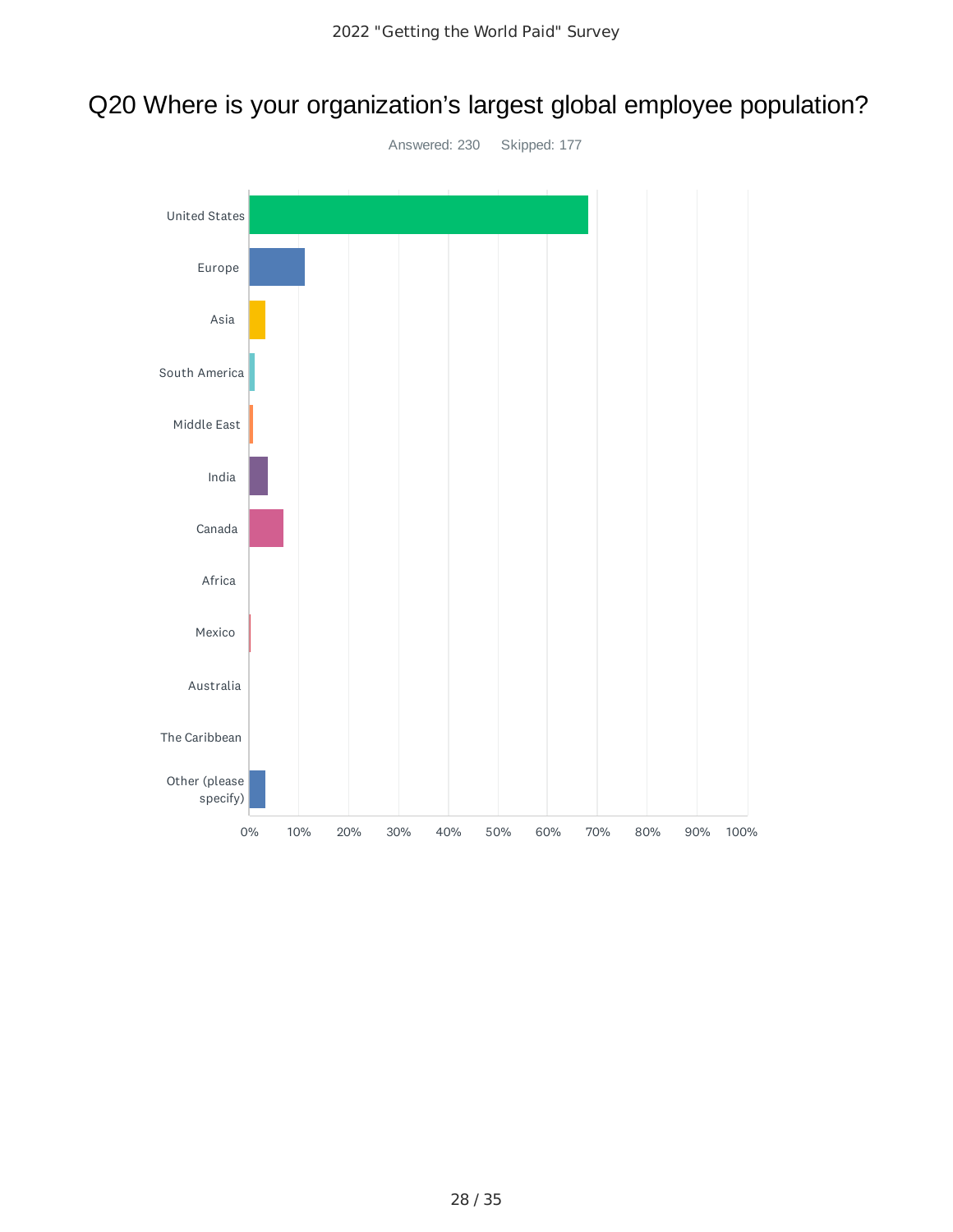# Q20 Where is your organization's largest global employee population?

Answered: 230    Skipped: 177

| Answer Choice |
|---|
| United States |
| Europe |
| Asia |
| South America |
| Middle East |
| India |
| Canada |
| Africa |
| Mexico |
| Australia |
| The Caribbean |
| Other (please specify) |

0% 10% 20% 30% 40% 50% 60% 70% 80% 90% 100%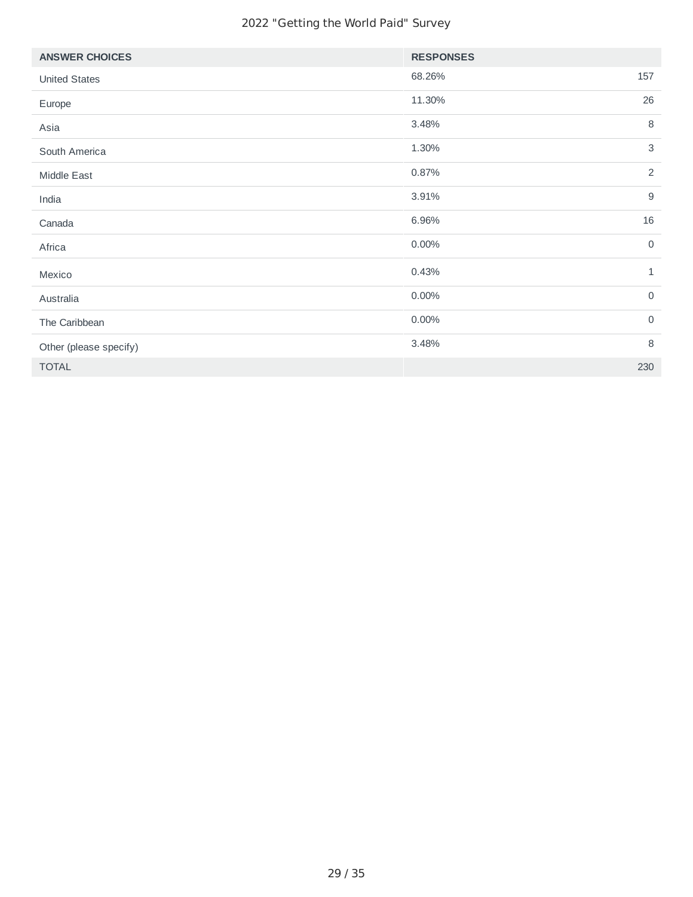| ANSWER CHOICES | RESPONSES | |
|---|---|---|
| United States | 68.26% | 157 |
| Europe | 11.30% | 26 |
| Asia | 3.48% | 8 |
| South America | 1.30% | 3 |
| Middle East | 0.87% | 2 |
| India | 3.91% | 9 |
| Canada | 6.96% | 16 |
| Africa | 0.00% | 0 |
| Mexico | 0.43% | 1 |
| Australia | 0.00% | 0 |
| The Caribbean | 0.00% | 0 |
| Other (please specify) | 3.48% | 8 |
| TOTAL | | 230 |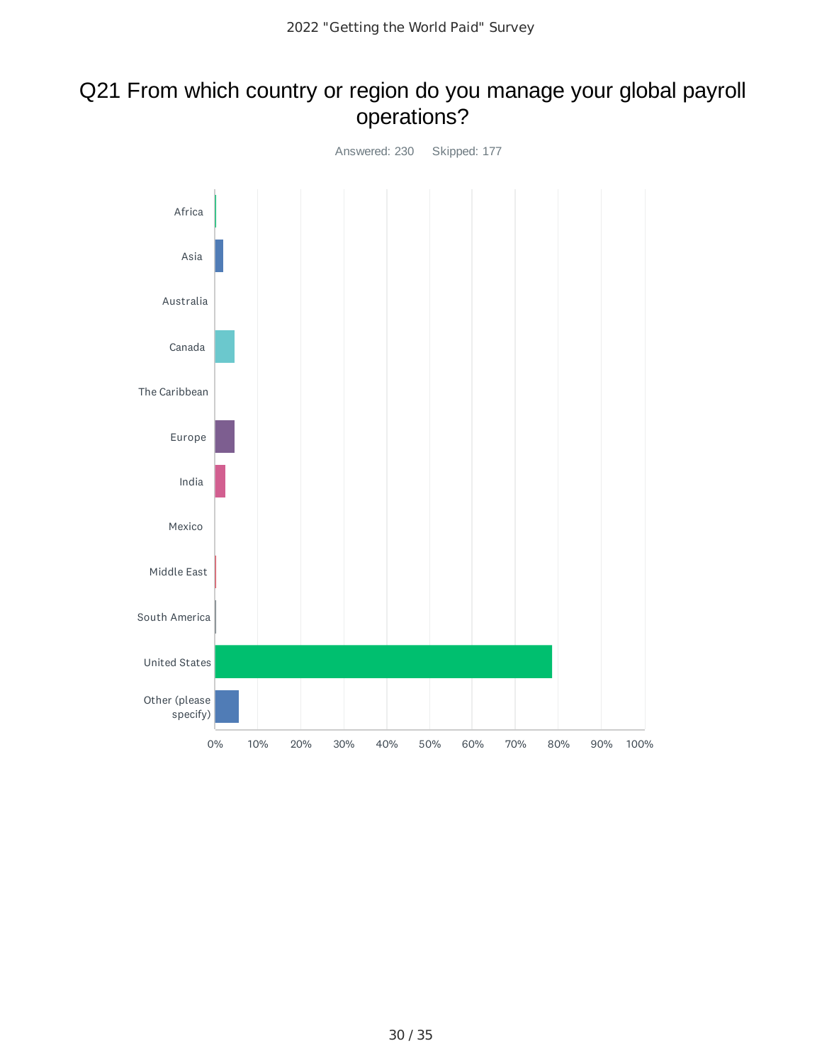# Q21 From which country or region do you manage your global payroll operations?

Answered: 230 Skipped: 177

Africa

Asia

Australia

Canada

The Caribbean

Europe

India

Mexico

Middle East

South America

United States

Other (please specify)

0% 10% 20% 30% 40% 50% 60% 70% 80% 90% 100%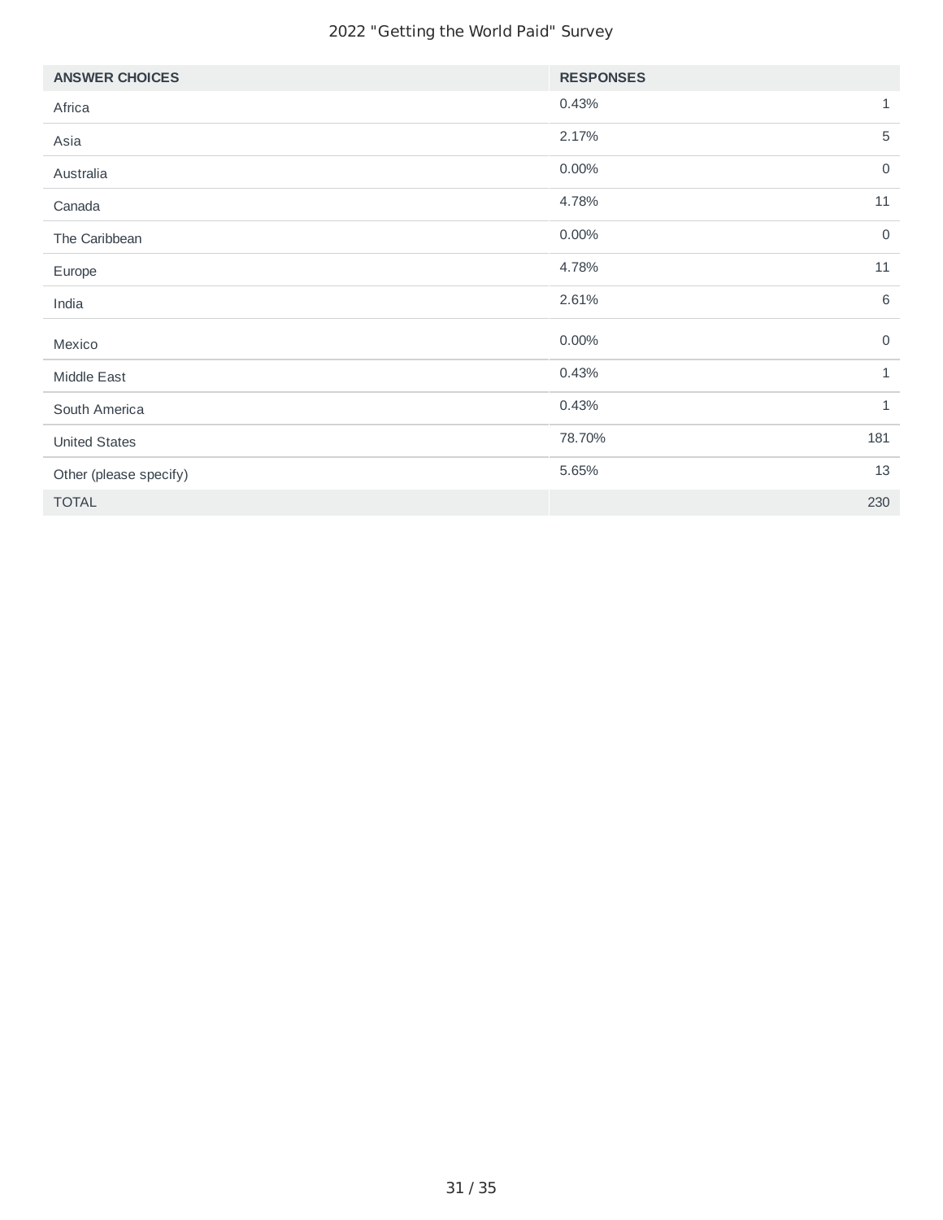| ANSWER CHOICES | RESPONSES | |
|---|---|---|
| Africa | 0.43% | 1 |
| Asia | 2.17% | 5 |
| Australia | 0.00% | 0 |
| Canada | 4.78% | 11 |
| The Caribbean | 0.00% | 0 |
| Europe | 4.78% | 11 |
| India | 2.61% | 6 |
| Mexico | 0.00% | 0 |
| Middle East | 0.43% | 1 |
| South America | 0.43% | 1 |
| United States | 78.70% | 181 |
| Other (please specify) | 5.65% | 13 |
| TOTAL | | 230 |